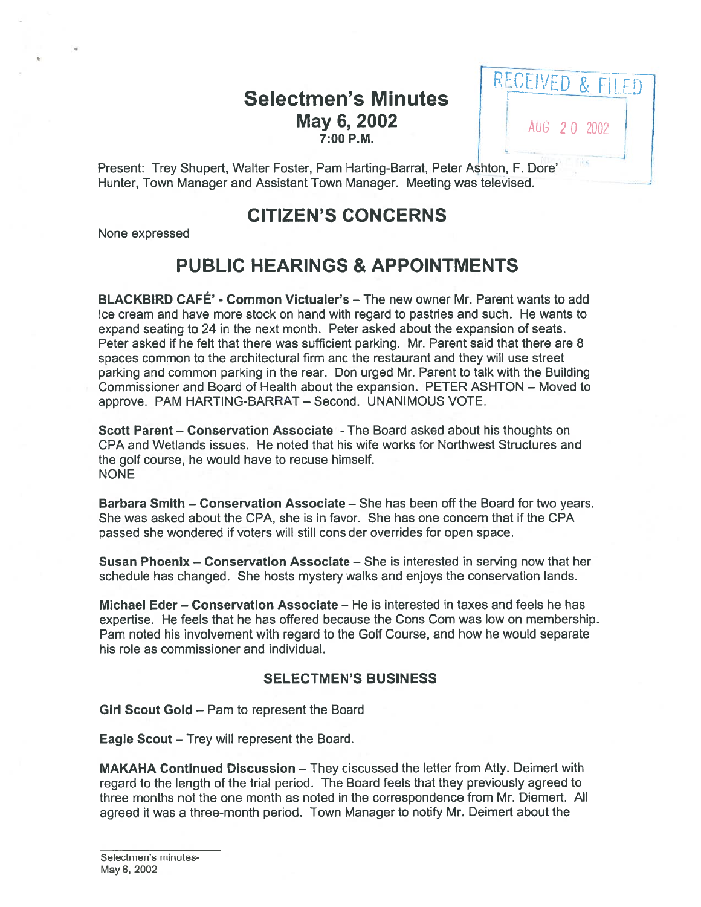# Selectmen's Minutes
## May 6, 2002
### 7:00 P.M.

RECEIVED & FILED

AUG 20 2002

Present: Trey Shupert, Walter Foster, Pam Harting-Barrat, Peter Ashton, F. Dore' Hunter, Town Manager and Assistant Town Manager. Meeting was televised.

## CITIZEN'S CONCERNS

None expressed

## PUBLIC HEARINGS & APPOINTMENTS

**BLACKBIRD CAFÉ' - Common Victualer's** – The new owner Mr. Parent wants to add Ice cream and have more stock on hand with regard to pastries and such. He wants to expand seating to 24 in the next month. Peter asked about the expansion of seats. Peter asked if he felt that there was sufficient parking. Mr. Parent said that there are 8 spaces common to the architectural firm and the restaurant and they will use street parking and common parking in the rear. Don urged Mr. Parent to talk with the Building Commissioner and Board of Health about the expansion. PETER ASHTON – Moved to approve. PAM HARTING-BARRAT – Second. UNANIMOUS VOTE.

**Scott Parent – Conservation Associate** - The Board asked about his thoughts on CPA and Wetlands issues. He noted that his wife works for Northwest Structures and the golf course, he would have to recuse himself.
NONE

**Barbara Smith – Conservation Associate** – She has been off the Board for two years. She was asked about the CPA, she is in favor. She has one concern that if the CPA passed she wondered if voters will still consider overrides for open space.

**Susan Phoenix – Conservation Associate** – She is interested in serving now that her schedule has changed. She hosts mystery walks and enjoys the conservation lands.

**Michael Eder – Conservation Associate** – He is interested in taxes and feels he has expertise. He feels that he has offered because the Cons Com was low on membership. Pam noted his involvement with regard to the Golf Course, and how he would separate his role as commissioner and individual.

### SELECTMEN'S BUSINESS

**Girl Scout Gold** – Pam to represent the Board

**Eagle Scout** – Trey will represent the Board.

**MAKAHA Continued Discussion** – They discussed the letter from Atty. Deimert with regard to the length of the trial period. The Board feels that they previously agreed to three months not the one month as noted in the correspondence from Mr. Diemert. All agreed it was a three-month period. Town Manager to notify Mr. Deimert about the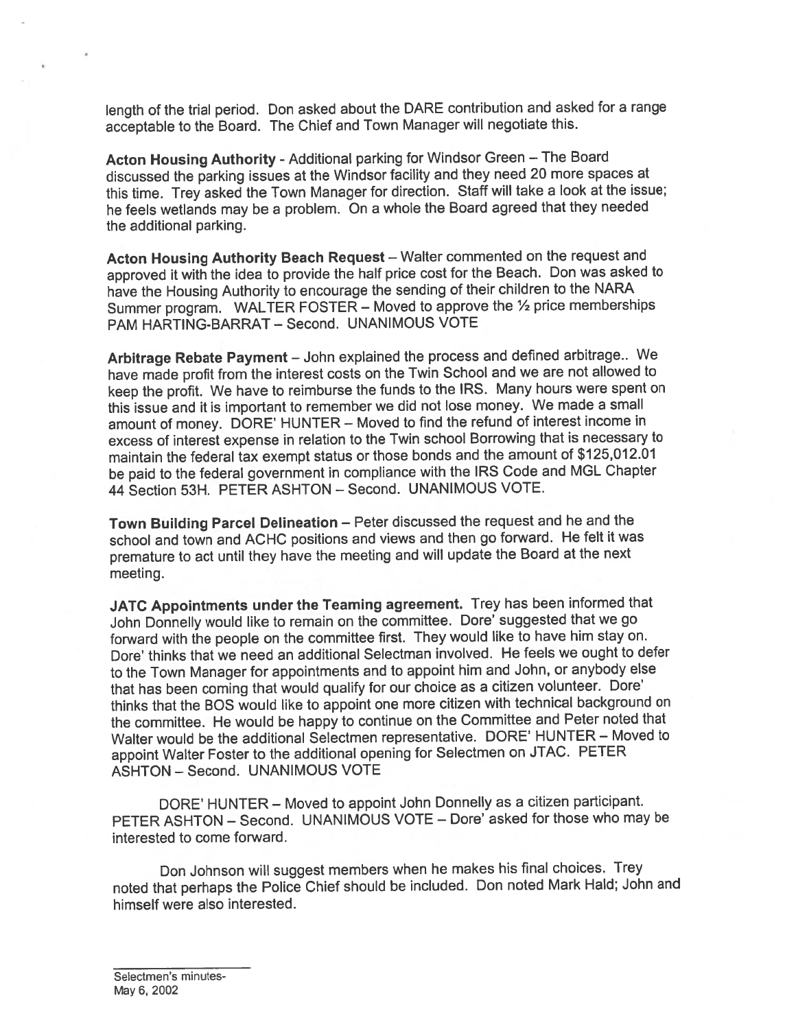length of the trial period. Don asked about the DARE contribution and asked for a range acceptable to the Board. The Chief and Town Manager will negotiate this.

**Acton Housing Authority** - Additional parking for Windsor Green – The Board discussed the parking issues at the Windsor facility and they need 20 more spaces at this time. Trey asked the Town Manager for direction. Staff will take a look at the issue; he feels wetlands may be a problem. On a whole the Board agreed that they needed the additional parking.

**Acton Housing Authority Beach Request** – Walter commented on the request and approved it with the idea to provide the half price cost for the Beach. Don was asked to have the Housing Authority to encourage the sending of their children to the NARA Summer program. WALTER FOSTER – Moved to approve the ½ price memberships PAM HARTING-BARRAT – Second. UNANIMOUS VOTE

**Arbitrage Rebate Payment** – John explained the process and defined arbitrage.. We have made profit from the interest costs on the Twin School and we are not allowed to keep the profit. We have to reimburse the funds to the IRS. Many hours were spent on this issue and it is important to remember we did not lose money. We made a small amount of money. DORE' HUNTER – Moved to find the refund of interest income in excess of interest expense in relation to the Twin school Borrowing that is necessary to maintain the federal tax exempt status or those bonds and the amount of $125,012.01 be paid to the federal government in compliance with the IRS Code and MGL Chapter 44 Section 53H. PETER ASHTON – Second. UNANIMOUS VOTE.

**Town Building Parcel Delineation** – Peter discussed the request and he and the school and town and ACHC positions and views and then go forward. He felt it was premature to act until they have the meeting and will update the Board at the next meeting.

**JATC Appointments under the Teaming agreement.** Trey has been informed that John Donnelly would like to remain on the committee. Dore' suggested that we go forward with the people on the committee first. They would like to have him stay on. Dore' thinks that we need an additional Selectman involved. He feels we ought to defer to the Town Manager for appointments and to appoint him and John, or anybody else that has been coming that would qualify for our choice as a citizen volunteer. Dore' thinks that the BOS would like to appoint one more citizen with technical background on the committee. He would be happy to continue on the Committee and Peter noted that Walter would be the additional Selectmen representative. DORE' HUNTER – Moved to appoint Walter Foster to the additional opening for Selectmen on JTAC. PETER ASHTON – Second. UNANIMOUS VOTE

DORE' HUNTER – Moved to appoint John Donnelly as a citizen participant. PETER ASHTON – Second. UNANIMOUS VOTE – Dore' asked for those who may be interested to come forward.

Don Johnson will suggest members when he makes his final choices. Trey noted that perhaps the Police Chief should be included. Don noted Mark Hald; John and himself were also interested.

Selectmen's minutes-
May 6, 2002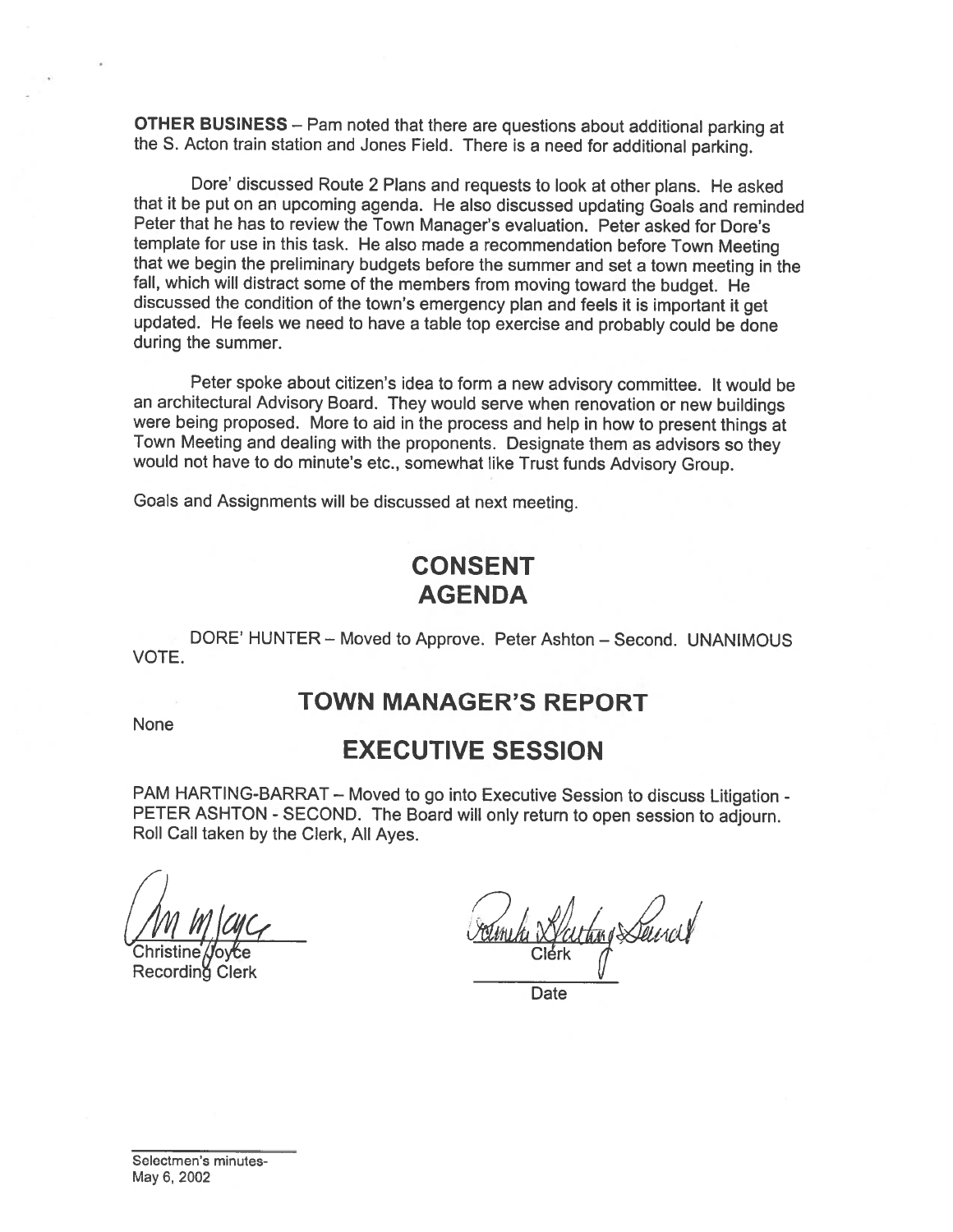**OTHER BUSINESS** – Pam noted that there are questions about additional parking at the S. Acton train station and Jones Field. There is a need for additional parking.

Dore' discussed Route 2 Plans and requests to look at other plans. He asked that it be put on an upcoming agenda. He also discussed updating Goals and reminded Peter that he has to review the Town Manager's evaluation. Peter asked for Dore's template for use in this task. He also made a recommendation before Town Meeting that we begin the preliminary budgets before the summer and set a town meeting in the fall, which will distract some of the members from moving toward the budget. He discussed the condition of the town's emergency plan and feels it is important it get updated. He feels we need to have a table top exercise and probably could be done during the summer.

Peter spoke about citizen's idea to form a new advisory committee. It would be an architectural Advisory Board. They would serve when renovation or new buildings were being proposed. More to aid in the process and help in how to present things at Town Meeting and dealing with the proponents. Designate them as advisors so they would not have to do minute's etc., somewhat like Trust funds Advisory Group.

Goals and Assignments will be discussed at next meeting.

## CONSENT AGENDA

DORE' HUNTER – Moved to Approve. Peter Ashton – Second. UNANIMOUS VOTE.

## TOWN MANAGER'S REPORT

None

## EXECUTIVE SESSION

PAM HARTING-BARRAT – Moved to go into Executive Session to discuss Litigation - PETER ASHTON - SECOND. The Board will only return to open session to adjourn. Roll Call taken by the Clerk, All Ayes.

Christine Joyce
Recording Clerk

Clerk

Date

Selectmen's minutes-
May 6, 2002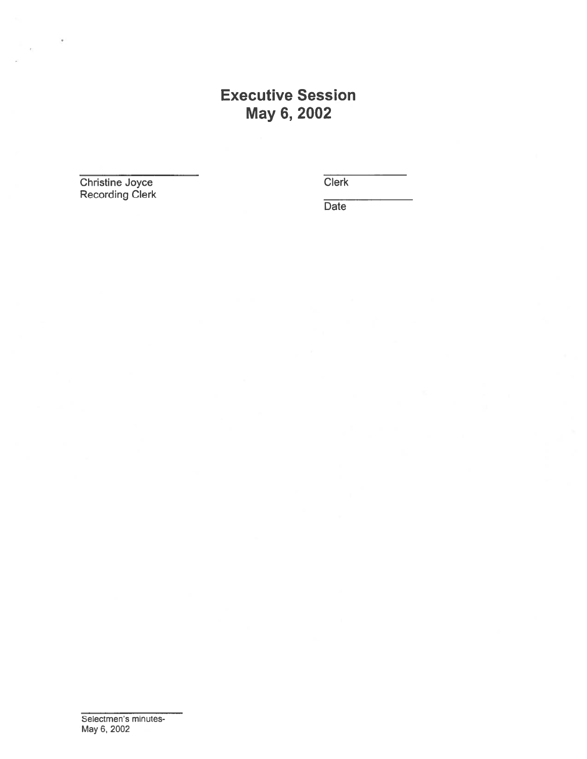# Executive Session
# May 6, 2002

Christine Joyce
Recording Clerk

Clerk

Date

Selectmen's minutes-
May 6, 2002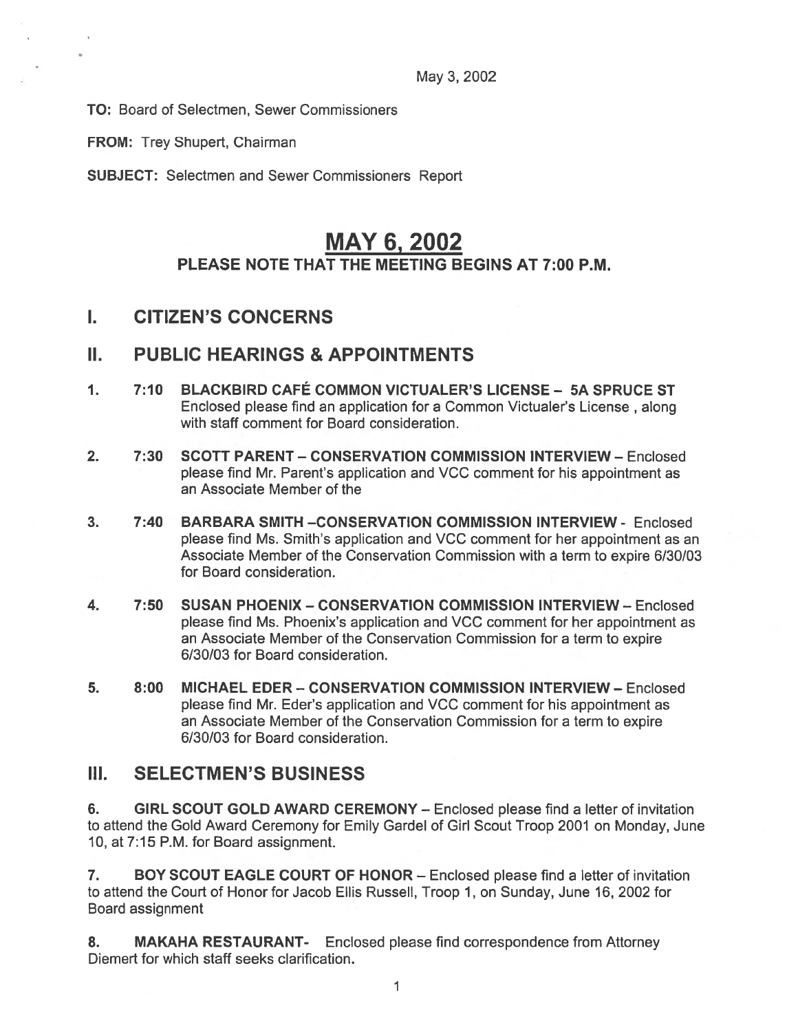May 3, 2002

**TO:** Board of Selectmen, Sewer Commissioners

**FROM:** Trey Shupert, Chairman

**SUBJECT:** Selectmen and Sewer Commissioners Report

# MAY 6, 2002

**PLEASE NOTE THAT THE MEETING BEGINS AT 7:00 P.M.**

## I. CITIZEN'S CONCERNS

## II. PUBLIC HEARINGS & APPOINTMENTS

1. **7:10 BLACKBIRD CAFÉ COMMON VICTUALER'S LICENSE – 5A SPRUCE ST** Enclosed please find an application for a Common Victualer's License , along with staff comment for Board consideration.

2. **7:30 SCOTT PARENT – CONSERVATION COMMISSION INTERVIEW –** Enclosed please find Mr. Parent's application and VCC comment for his appointment as an Associate Member of the

3. **7:40 BARBARA SMITH –CONSERVATION COMMISSION INTERVIEW -** Enclosed please find Ms. Smith's application and VCC comment for her appointment as an Associate Member of the Conservation Commission with a term to expire 6/30/03 for Board consideration.

4. **7:50 SUSAN PHOENIX – CONSERVATION COMMISSION INTERVIEW –** Enclosed please find Ms. Phoenix's application and VCC comment for her appointment as an Associate Member of the Conservation Commission for a term to expire 6/30/03 for Board consideration.

5. **8:00 MICHAEL EDER – CONSERVATION COMMISSION INTERVIEW –** Enclosed please find Mr. Eder's application and VCC comment for his appointment as an Associate Member of the Conservation Commission for a term to expire 6/30/03 for Board consideration.

## III. SELECTMEN'S BUSINESS

6. **GIRL SCOUT GOLD AWARD CEREMONY** – Enclosed please find a letter of invitation to attend the Gold Award Ceremony for Emily Gardel of Girl Scout Troop 2001 on Monday, June 10, at 7:15 P.M. for Board assignment.

7. **BOY SCOUT EAGLE COURT OF HONOR** – Enclosed please find a letter of invitation to attend the Court of Honor for Jacob Ellis Russell, Troop 1, on Sunday, June 16, 2002 for Board assignment

8. **MAKAHA RESTAURANT-** Enclosed please find correspondence from Attorney Diemert for which staff seeks clarification.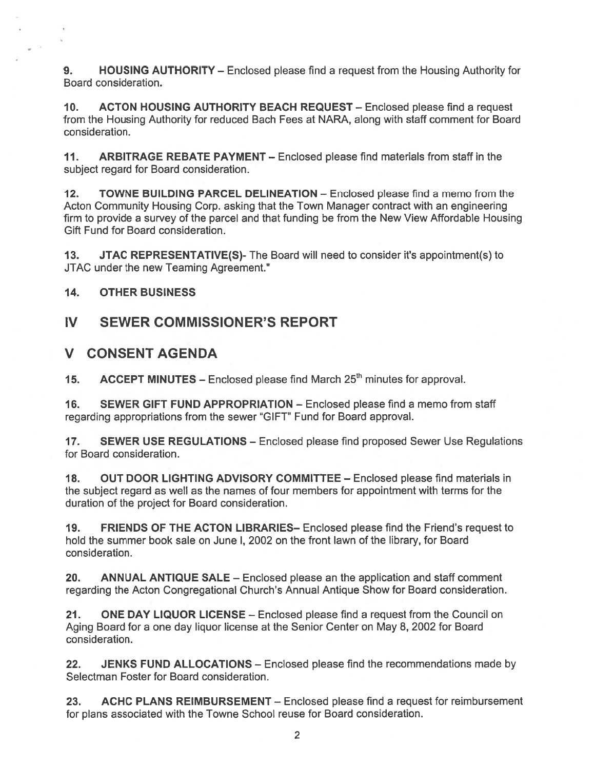**9. HOUSING AUTHORITY** – Enclosed please find a request from the Housing Authority for Board consideration.

**10. ACTON HOUSING AUTHORITY BEACH REQUEST** – Enclosed please find a request from the Housing Authority for reduced Bach Fees at NARA, along with staff comment for Board consideration.

**11. ARBITRAGE REBATE PAYMENT** – Enclosed please find materials from staff in the subject regard for Board consideration.

**12. TOWNE BUILDING PARCEL DELINEATION** – Enclosed please find a memo from the Acton Community Housing Corp. asking that the Town Manager contract with an engineering firm to provide a survey of the parcel and that funding be from the New View Affordable Housing Gift Fund for Board consideration.

**13. JTAC REPRESENTATIVE(S)**- The Board will need to consider it's appointment(s) to JTAC under the new Teaming Agreement."

**14. OTHER BUSINESS**

## IV SEWER COMMISSIONER'S REPORT

## V CONSENT AGENDA

**15. ACCEPT MINUTES** – Enclosed please find March 25th minutes for approval.

**16. SEWER GIFT FUND APPROPRIATION** – Enclosed please find a memo from staff regarding appropriations from the sewer "GIFT" Fund for Board approval.

**17. SEWER USE REGULATIONS** – Enclosed please find proposed Sewer Use Regulations for Board consideration.

**18. OUT DOOR LIGHTING ADVISORY COMMITTEE** – Enclosed please find materials in the subject regard as well as the names of four members for appointment with terms for the duration of the project for Board consideration.

**19. FRIENDS OF THE ACTON LIBRARIES**– Enclosed please find the Friend's request to hold the summer book sale on June l, 2002 on the front lawn of the library, for Board consideration.

**20. ANNUAL ANTIQUE SALE** – Enclosed please an the application and staff comment regarding the Acton Congregational Church's Annual Antique Show for Board consideration.

**21. ONE DAY LIQUOR LICENSE** – Enclosed please find a request from the Council on Aging Board for a one day liquor license at the Senior Center on May 8, 2002 for Board consideration.

**22. JENKS FUND ALLOCATIONS** – Enclosed please find the recommendations made by Selectman Foster for Board consideration.

**23. ACHC PLANS REIMBURSEMENT** – Enclosed please find a request for reimbursement for plans associated with the Towne School reuse for Board consideration.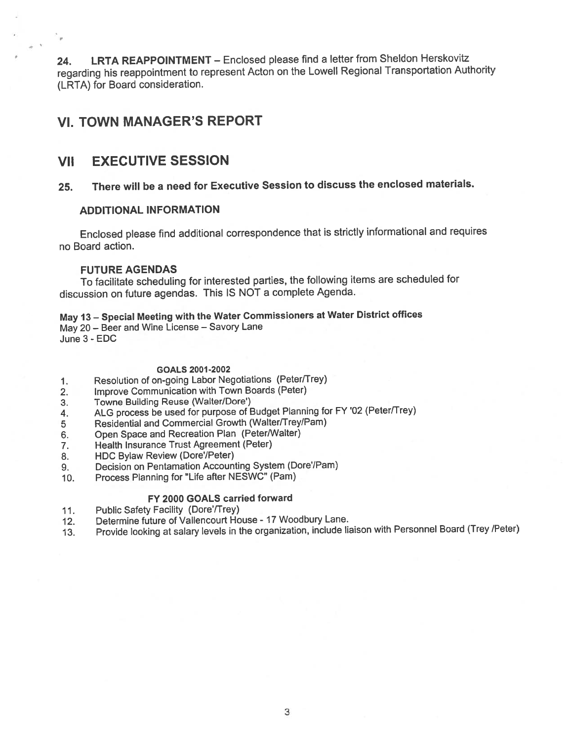**24. LRTA REAPPOINTMENT** – Enclosed please find a letter from Sheldon Herskovitz regarding his reappointment to represent Acton on the Lowell Regional Transportation Authority (LRTA) for Board consideration.

## VI. TOWN MANAGER'S REPORT

## VII EXECUTIVE SESSION

**25. There will be a need for Executive Session to discuss the enclosed materials.**

### ADDITIONAL INFORMATION

Enclosed please find additional correspondence that is strictly informational and requires no Board action.

### FUTURE AGENDAS

To facilitate scheduling for interested parties, the following items are scheduled for discussion on future agendas. This IS NOT a complete Agenda.

**May 13 – Special Meeting with the Water Commissioners at Water District offices**
May 20 – Beer and Wine License – Savory Lane
June 3 - EDC

**GOALS 2001-2002**

1. Resolution of on-going Labor Negotiations (Peter/Trey)
2. Improve Communication with Town Boards (Peter)
3. Towne Building Reuse (Walter/Dore')
4. ALG process be used for purpose of Budget Planning for FY '02 (Peter/Trey)
5. Residential and Commercial Growth (Walter/Trey/Pam)
6. Open Space and Recreation Plan (Peter/Walter)
7. Health Insurance Trust Agreement (Peter)
8. HDC Bylaw Review (Dore'/Peter)
9. Decision on Pentamation Accounting System (Dore'/Pam)
10. Process Planning for "Life after NESWC" (Pam)

**FY 2000 GOALS carried forward**

11. Public Safety Facility (Dore'/Trey)
12. Determine future of Vallencourt House - 17 Woodbury Lane.
13. Provide looking at salary levels in the organization, include liaison with Personnel Board (Trey /Peter)